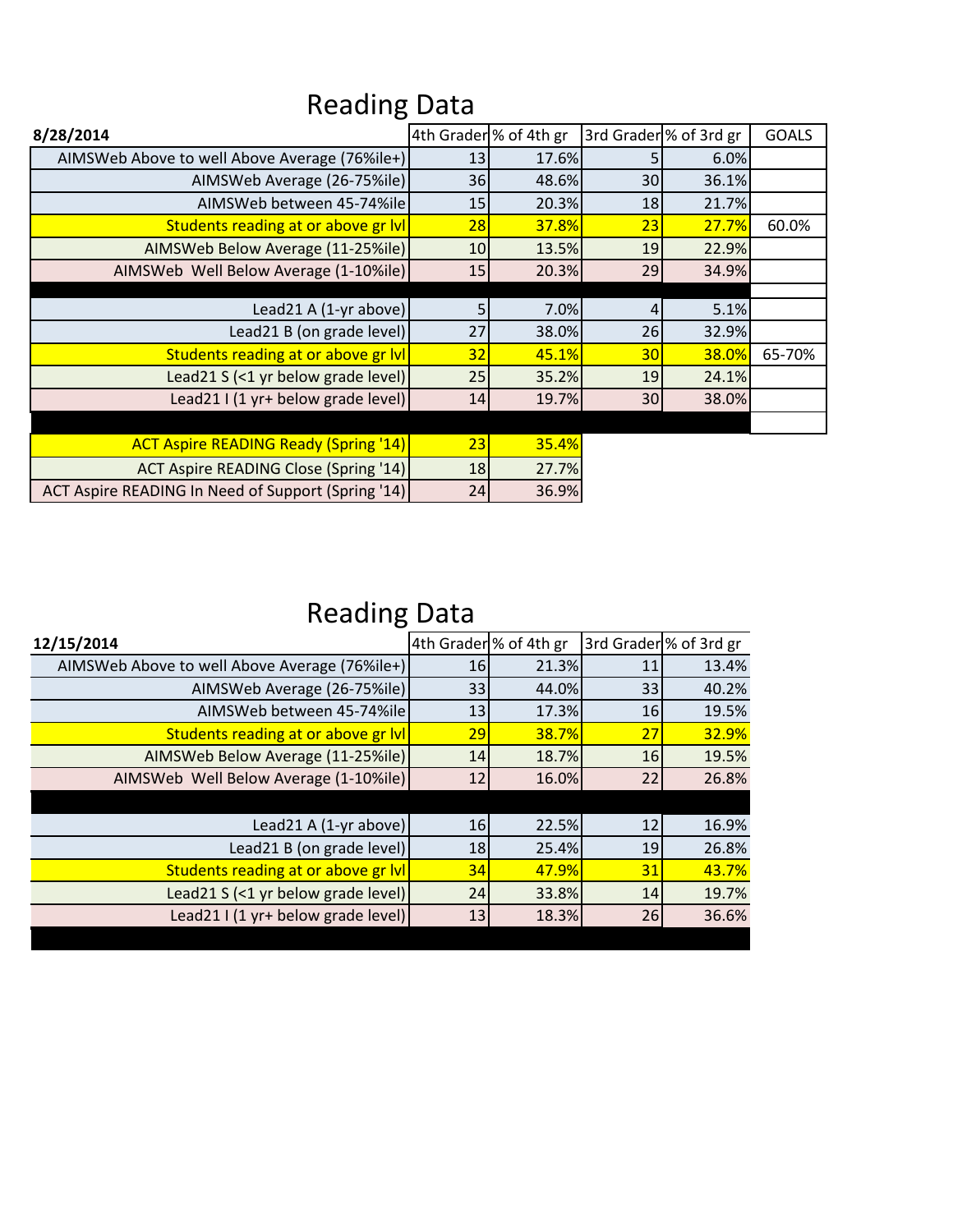# Reading Data

| 8/28/2014 | 4th Grader | % of 4th gr | 3rd Grader | % of 3rd gr | GOALS |
|---|---|---|---|---|---|
| AIMSWeb Above to well Above Average (76%ile+) | 13 | 17.6% | 5 | 6.0% | |
| AIMSWeb Average (26-75%ile) | 36 | 48.6% | 30 | 36.1% | |
| AIMSWeb between 45-74%ile | 15 | 20.3% | 18 | 21.7% | |
| Students reading at or above gr lvl | 28 | 37.8% | 23 | 27.7% | 60.0% |
| AIMSWeb Below Average (11-25%ile) | 10 | 13.5% | 19 | 22.9% | |
| AIMSWeb Well Below Average (1-10%ile) | 15 | 20.3% | 29 | 34.9% | |
| | | | | | |
| Lead21 A (1-yr above) | 5 | 7.0% | 4 | 5.1% | |
| Lead21 B (on grade level) | 27 | 38.0% | 26 | 32.9% | |
| Students reading at or above gr lvl | 32 | 45.1% | 30 | 38.0% | 65-70% |
| Lead21 S (<1 yr below grade level) | 25 | 35.2% | 19 | 24.1% | |
| Lead21 I (1 yr+ below grade level) | 14 | 19.7% | 30 | 38.0% | |
| | | | | | |
| ACT Aspire READING Ready (Spring '14) | 23 | 35.4% | | | |
| ACT Aspire READING Close (Spring '14) | 18 | 27.7% | | | |
| ACT Aspire READING In Need of Support (Spring '14) | 24 | 36.9% | | | |

# Reading Data

| 12/15/2014 | 4th Grader | % of 4th gr | 3rd Grader | % of 3rd gr |
|---|---|---|---|---|
| AIMSWeb Above to well Above Average (76%ile+) | 16 | 21.3% | 11 | 13.4% |
| AIMSWeb Average (26-75%ile) | 33 | 44.0% | 33 | 40.2% |
| AIMSWeb between 45-74%ile | 13 | 17.3% | 16 | 19.5% |
| Students reading at or above gr lvl | 29 | 38.7% | 27 | 32.9% |
| AIMSWeb Below Average (11-25%ile) | 14 | 18.7% | 16 | 19.5% |
| AIMSWeb Well Below Average (1-10%ile) | 12 | 16.0% | 22 | 26.8% |
| | | | | |
| Lead21 A (1-yr above) | 16 | 22.5% | 12 | 16.9% |
| Lead21 B (on grade level) | 18 | 25.4% | 19 | 26.8% |
| Students reading at or above gr lvl | 34 | 47.9% | 31 | 43.7% |
| Lead21 S (<1 yr below grade level) | 24 | 33.8% | 14 | 19.7% |
| Lead21 I (1 yr+ below grade level) | 13 | 18.3% | 26 | 36.6% |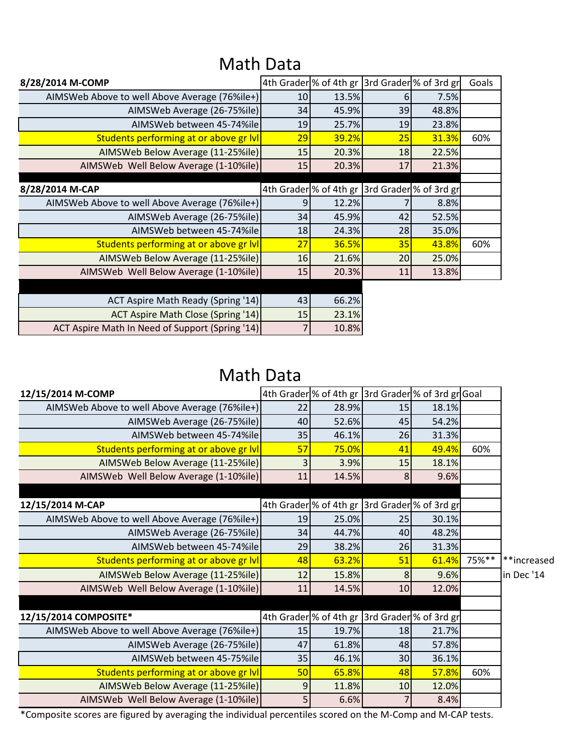# Math Data

| 8/28/2014 M-COMP | 4th Grader | % of 4th gr | 3rd Grader | % of 3rd gr | Goals |
|---|---|---|---|---|---|
| AIMSWeb Above to well Above Average (76%ile+) | 10 | 13.5% | 6 | 7.5% | |
| AIMSWeb Average (26-75%ile) | 34 | 45.9% | 39 | 48.8% | |
| AIMSWeb between 45-74%ile | 19 | 25.7% | 19 | 23.8% | |
| Students performing at or above gr lvl | 29 | 39.2% | 25 | 31.3% | 60% |
| AIMSWeb Below Average (11-25%ile) | 15 | 20.3% | 18 | 22.5% | |
| AIMSWeb Well Below Average (1-10%ile) | 15 | 20.3% | 17 | 21.3% | |

| 8/28/2014 M-CAP | 4th Grader | % of 4th gr | 3rd Grader | % of 3rd gr | |
|---|---|---|---|---|---|
| AIMSWeb Above to well Above Average (76%ile+) | 9 | 12.2% | 7 | 8.8% | |
| AIMSWeb Average (26-75%ile) | 34 | 45.9% | 42 | 52.5% | |
| AIMSWeb between 45-74%ile | 18 | 24.3% | 28 | 35.0% | |
| Students performing at or above gr lvl | 27 | 36.5% | 35 | 43.8% | 60% |
| AIMSWeb Below Average (11-25%ile) | 16 | 21.6% | 20 | 25.0% | |
| AIMSWeb Well Below Average (1-10%ile) | 15 | 20.3% | 11 | 13.8% | |

| | | |
|---|---|---|
| ACT Aspire Math Ready (Spring '14) | 43 | 66.2% |
| ACT Aspire Math Close (Spring '14) | 15 | 23.1% |
| ACT Aspire Math In Need of Support (Spring '14) | 7 | 10.8% |

# Math Data

| 12/15/2014 M-COMP | 4th Grader | % of 4th gr | 3rd Grader | % of 3rd gr | Goal |
|---|---|---|---|---|---|
| AIMSWeb Above to well Above Average (76%ile+) | 22 | 28.9% | 15 | 18.1% | |
| AIMSWeb Average (26-75%ile) | 40 | 52.6% | 45 | 54.2% | |
| AIMSWeb between 45-74%ile | 35 | 46.1% | 26 | 31.3% | |
| Students performing at or above gr lvl | 57 | 75.0% | 41 | 49.4% | 60% |
| AIMSWeb Below Average (11-25%ile) | 3 | 3.9% | 15 | 18.1% | |
| AIMSWeb Well Below Average (1-10%ile) | 11 | 14.5% | 8 | 9.6% | |

| 12/15/2014 M-CAP | 4th Grader | % of 4th gr | 3rd Grader | % of 3rd gr | | |
|---|---|---|---|---|---|---|
| AIMSWeb Above to well Above Average (76%ile+) | 19 | 25.0% | 25 | 30.1% | | |
| AIMSWeb Average (26-75%ile) | 34 | 44.7% | 40 | 48.2% | | |
| AIMSWeb between 45-74%ile | 29 | 38.2% | 26 | 31.3% | | |
| Students performing at or above gr lvl | 48 | 63.2% | 51 | 61.4% | 75%** | **increased |
| AIMSWeb Below Average (11-25%ile) | 12 | 15.8% | 8 | 9.6% | | in Dec '14 |
| AIMSWeb Well Below Average (1-10%ile) | 11 | 14.5% | 10 | 12.0% | | |

| 12/15/2014 COMPOSITE* | 4th Grader | % of 4th gr | 3rd Grader | % of 3rd gr | |
|---|---|---|---|---|---|
| AIMSWeb Above to well Above Average (76%ile+) | 15 | 19.7% | 18 | 21.7% | |
| AIMSWeb Average (26-75%ile) | 47 | 61.8% | 48 | 57.8% | |
| AIMSWeb between 45-75%ile | 35 | 46.1% | 30 | 36.1% | |
| Students performing at or above gr lvl | 50 | 65.8% | 48 | 57.8% | 60% |
| AIMSWeb Below Average (11-25%ile) | 9 | 11.8% | 10 | 12.0% | |
| AIMSWeb Well Below Average (1-10%ile) | 5 | 6.6% | 7 | 8.4% | |

*Composite scores are figured by averaging the individual percentiles scored on the M-Comp and M-CAP tests.